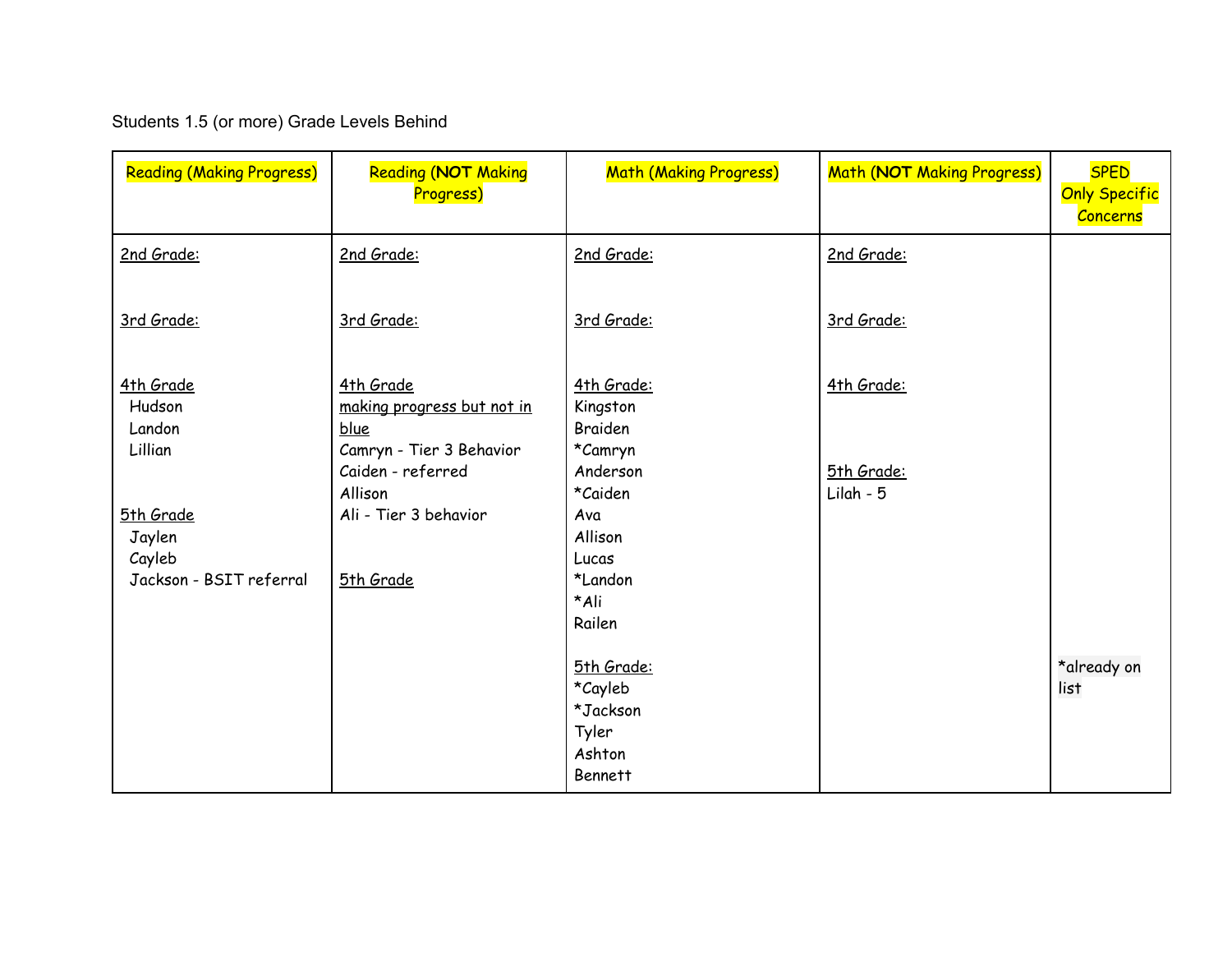Students 1.5 (or more) Grade Levels Behind

| Reading (Making Progress) | Reading (**NOT** Making Progress) | Math (Making Progress) | Math (**NOT** Making Progress) | SPED Only Specific Concerns |
|---|---|---|---|---|
| <u>2nd Grade:</u><br><br><u>3rd Grade:</u><br><br><u>4th Grade</u><br>Hudson<br>Landon<br>Lillian<br><br><u>5th Grade</u><br>Jaylen<br>Cayleb<br>Jackson - BSIT referral | <u>2nd Grade:</u><br><br><u>3rd Grade:</u><br><br><u>4th Grade</u><br><u>making progress but not in blue</u><br>Camryn - Tier 3 Behavior<br>Caiden - referred<br>Allison<br>Ali - Tier 3 behavior<br><br><u>5th Grade</u> | <u>2nd Grade:</u><br><br><u>3rd Grade:</u><br><br><u>4th Grade:</u><br>Kingston<br>Braiden<br>*Camryn<br>Anderson<br>*Caiden<br>Ava<br>Allison<br>Lucas<br>*Landon<br>*Ali<br>Railen<br><br><u>5th Grade:</u><br>*Cayleb<br>*Jackson<br>Tyler<br>Ashton<br>Bennett | <u>2nd Grade:</u><br><br><u>3rd Grade:</u><br><br><u>4th Grade:</u><br><br><u>5th Grade:</u><br>Lilah - 5 | *already on list |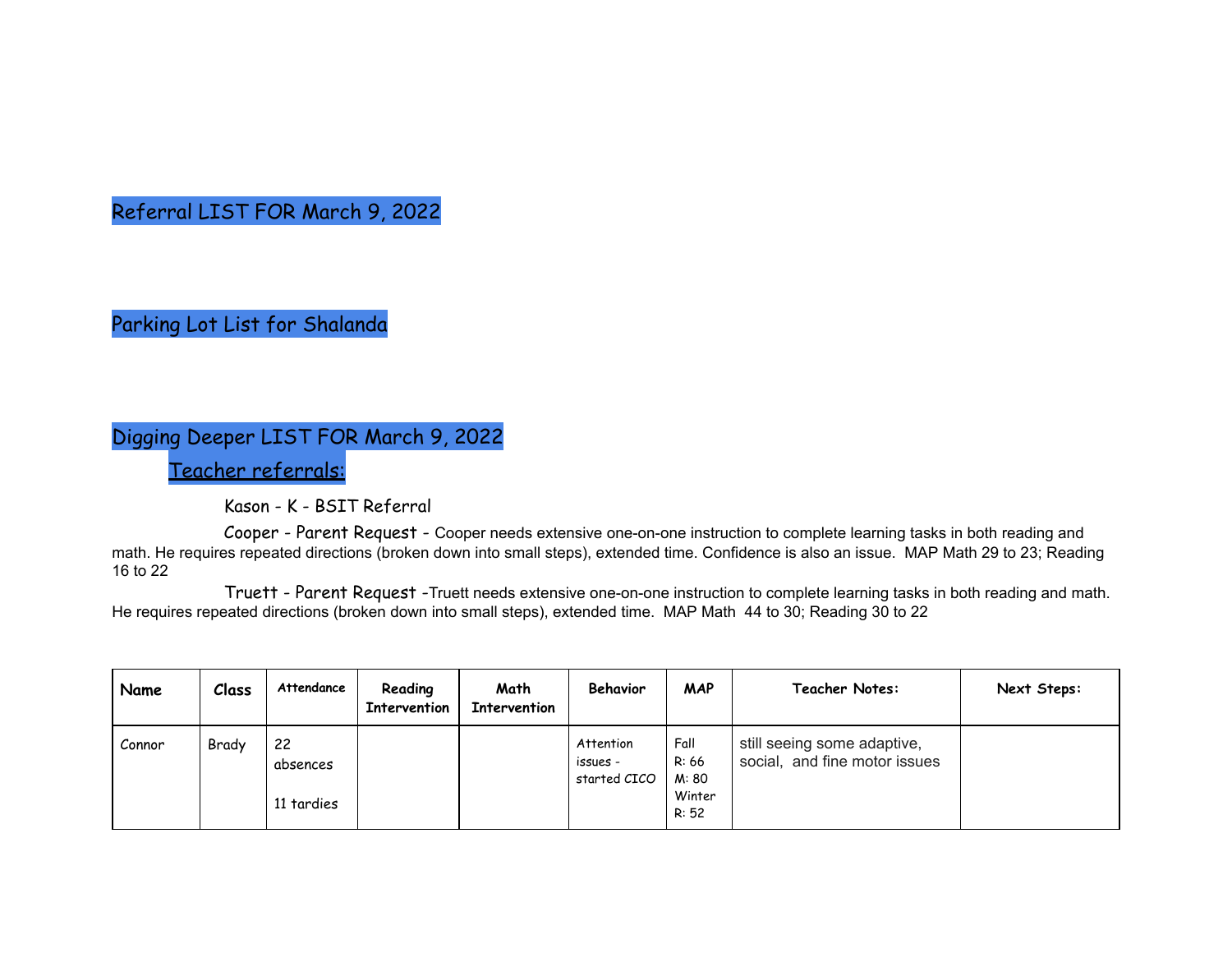## Referral LIST FOR March 9, 2022

## Parking Lot List for Shalanda

## Digging Deeper LIST FOR March 9, 2022

### Teacher referrals:

Kason - K - BSIT Referral

Cooper - Parent Request - Cooper needs extensive one-on-one instruction to complete learning tasks in both reading and math. He requires repeated directions (broken down into small steps), extended time. Confidence is also an issue. MAP Math 29 to 23; Reading 16 to 22

Truett - Parent Request -Truett needs extensive one-on-one instruction to complete learning tasks in both reading and math. He requires repeated directions (broken down into small steps), extended time. MAP Math 44 to 30; Reading 30 to 22

| Name | Class | Attendance | Reading Intervention | Math Intervention | Behavior | MAP | Teacher Notes: | Next Steps: |
|---|---|---|---|---|---|---|---|---|
| Connor | Brady | 22 absences<br><br>11 tardies | | | Attention issues - started CICO | Fall<br>R: 66<br>M: 80<br>Winter<br>R: 52 | still seeing some adaptive, social, and fine motor issues | |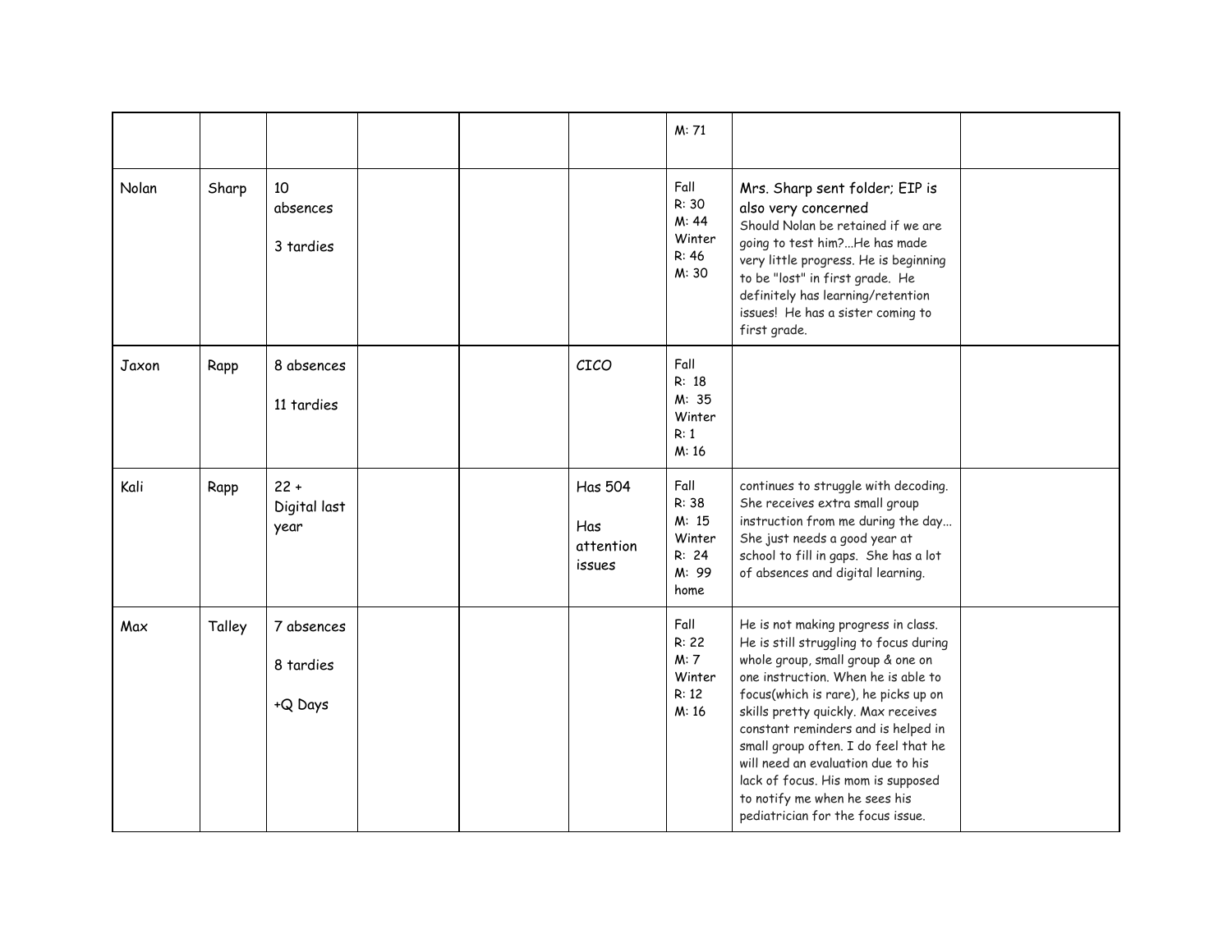| | | | | | | | | |
|---|---|---|---|---|---|---|---|---|
| | | | | | | M: 71 | | |
| Nolan | Sharp | 10 absences<br><br>3 tardies | | | | Fall<br>R: 30<br>M: 44<br>Winter<br>R: 46<br>M: 30 | Mrs. Sharp sent folder; EIP is also very concerned<br>Should Nolan be retained if we are going to test him?...He has made very little progress. He is beginning to be "lost" in first grade. He definitely has learning/retention issues! He has a sister coming to first grade. | |
| Jaxon | Rapp | 8 absences<br><br>11 tardies | | | CICO | Fall<br>R: 18<br>M: 35<br>Winter<br>R: 1<br>M: 16 | | |
| Kali | Rapp | 22 +<br>Digital last year | | | Has 504<br><br>Has attention issues | Fall<br>R: 38<br>M: 15<br>Winter<br>R: 24<br>M: 99 home | continues to struggle with decoding. She receives extra small group instruction from me during the day... She just needs a good year at school to fill in gaps. She has a lot of absences and digital learning. | |
| Max | Talley | 7 absences<br><br>8 tardies<br><br>+Q Days | | | | Fall<br>R: 22<br>M: 7<br>Winter<br>R: 12<br>M: 16 | He is not making progress in class. He is still struggling to focus during whole group, small group & one on one instruction. When he is able to focus(which is rare), he picks up on skills pretty quickly. Max receives constant reminders and is helped in small group often. I do feel that he will need an evaluation due to his lack of focus. His mom is supposed to notify me when he sees his pediatrician for the focus issue. | |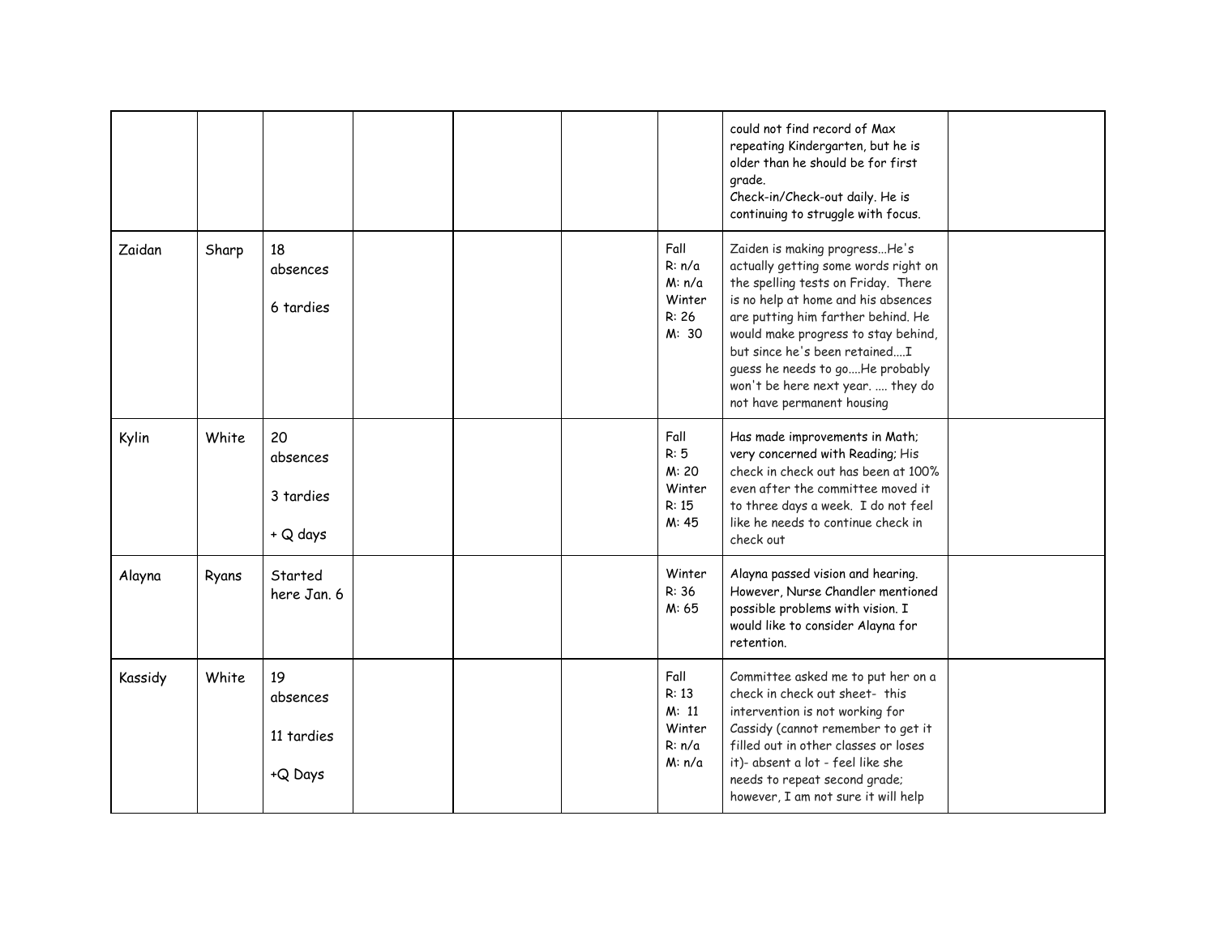| | | | | | | | | |
|---|---|---|---|---|---|---|---|---|
| | | | | | | | could not find record of Max repeating Kindergarten, but he is older than he should be for first grade.<br>Check-in/Check-out daily. He is continuing to struggle with focus. | |
| Zaidan | Sharp | 18 absences<br><br>6 tardies | | | | Fall<br>R: n/a<br>M: n/a<br>Winter<br>R: 26<br>M: 30 | Zaiden is making progress...He's actually getting some words right on the spelling tests on Friday. There is no help at home and his absences are putting him farther behind. He would make progress to stay behind, but since he's been retained....I guess he needs to go....He probably won't be here next year. .... they do not have permanent housing | |
| Kylin | White | 20 absences<br><br>3 tardies<br><br>+ Q days | | | | Fall<br>R: 5<br>M: 20<br>Winter<br>R: 15<br>M: 45 | Has made improvements in Math; very concerned with Reading; His check in check out has been at 100% even after the committee moved it to three days a week. I do not feel like he needs to continue check in check out | |
| Alayna | Ryans | Started here Jan. 6 | | | | Winter<br>R: 36<br>M: 65 | Alayna passed vision and hearing. However, Nurse Chandler mentioned possible problems with vision. I would like to consider Alayna for retention. | |
| Kassidy | White | 19 absences<br><br>11 tardies<br><br>+Q Days | | | | Fall<br>R: 13<br>M: 11<br>Winter<br>R: n/a<br>M: n/a | Committee asked me to put her on a check in check out sheet- this intervention is not working for Cassidy (cannot remember to get it filled out in other classes or loses it)- absent a lot - feel like she needs to repeat second grade; however, I am not sure it will help | |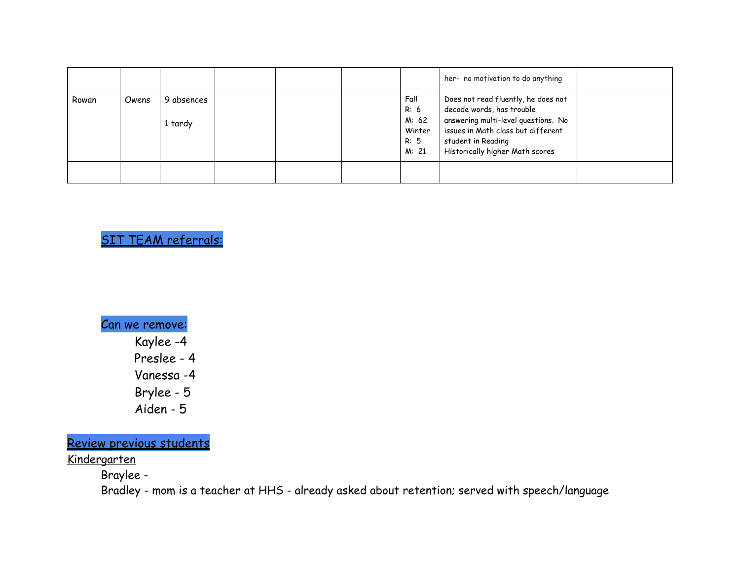| | | | | | | | | |
|---|---|---|---|---|---|---|---|---|
| | | | | | | | her- no motivation to do anything | |
| Rowan | Owens | 9 absences<br><br>1 tardy | | | | Fall<br>R: 6<br>M: 62<br>Winter<br>R: 5<br>M: 21 | Does not read fluently, he does not decode words, has trouble answering multi-level questions. No issues in Math class but different student in Reading<br>Historically higher Math scores | |
| | | | | | | | | |

<u>SIT TEAM referrals:</u>

Can we remove:

- Kaylee -4
- Preslee - 4
- Vanessa -4
- Brylee - 5
- Aiden - 5

<u>Review previous students</u>

<u>Kindergarten</u>

Braylee -

Bradley - mom is a teacher at HHS - already asked about retention; served with speech/language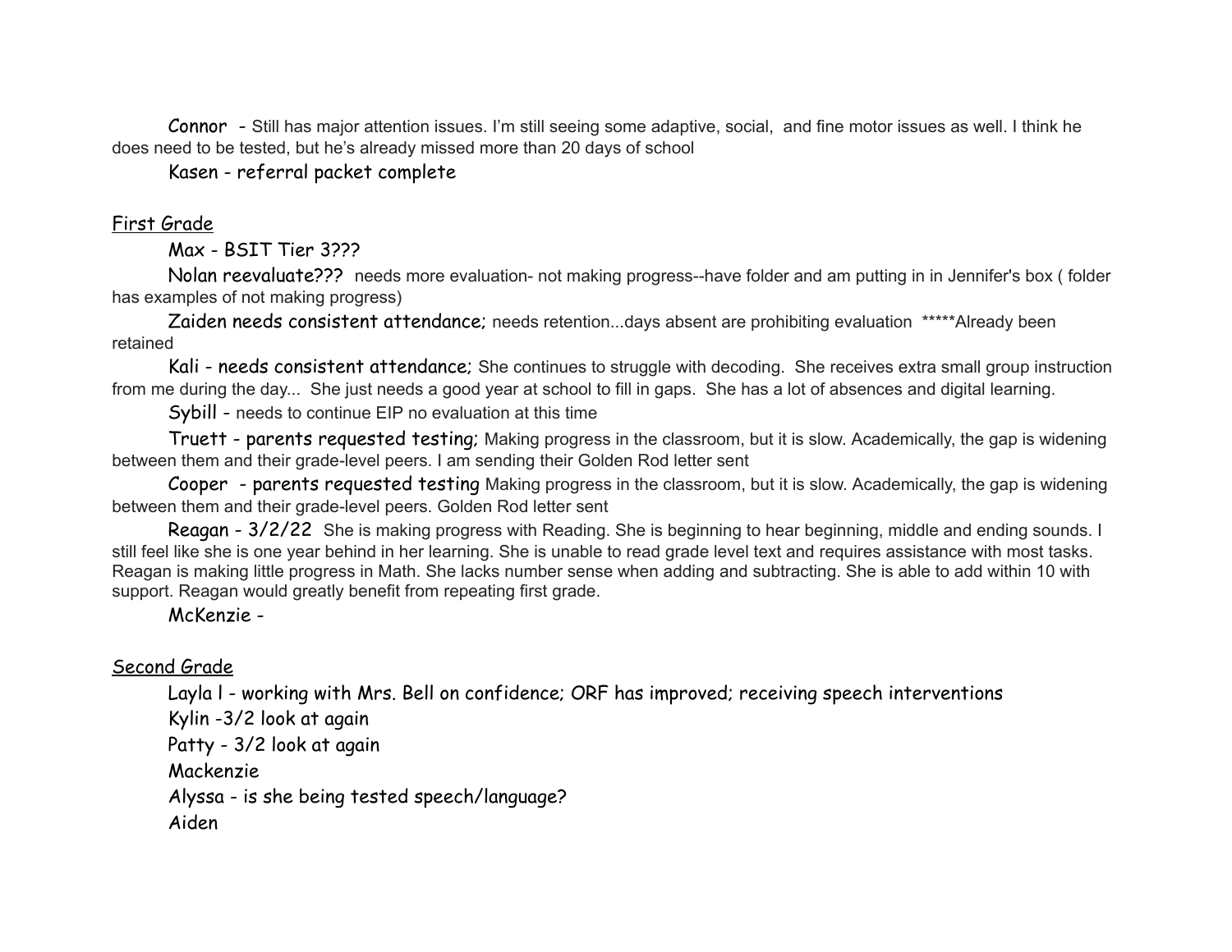Connor - Still has major attention issues. I'm still seeing some adaptive, social, and fine motor issues as well. I think he does need to be tested, but he's already missed more than 20 days of school

Kasen - referral packet complete

First Grade

Max - BSIT Tier 3???

Nolan reevaluate??? needs more evaluation- not making progress--have folder and am putting in in Jennifer's box ( folder has examples of not making progress)

Zaiden needs consistent attendance; needs retention...days absent are prohibiting evaluation *****Already been retained

Kali - needs consistent attendance; She continues to struggle with decoding. She receives extra small group instruction from me during the day... She just needs a good year at school to fill in gaps. She has a lot of absences and digital learning.

Sybill - needs to continue EIP no evaluation at this time

Truett - parents requested testing; Making progress in the classroom, but it is slow. Academically, the gap is widening between them and their grade-level peers. I am sending their Golden Rod letter sent

Cooper - parents requested testing Making progress in the classroom, but it is slow. Academically, the gap is widening between them and their grade-level peers. Golden Rod letter sent

Reagan - 3/2/22 She is making progress with Reading. She is beginning to hear beginning, middle and ending sounds. I still feel like she is one year behind in her learning. She is unable to read grade level text and requires assistance with most tasks. Reagan is making little progress in Math. She lacks number sense when adding and subtracting. She is able to add within 10 with support. Reagan would greatly benefit from repeating first grade.

McKenzie -

Second Grade

Layla l - working with Mrs. Bell on confidence; ORF has improved; receiving speech interventions

Kylin -3/2 look at again

Patty - 3/2 look at again

Mackenzie

Alyssa - is she being tested speech/language?

Aiden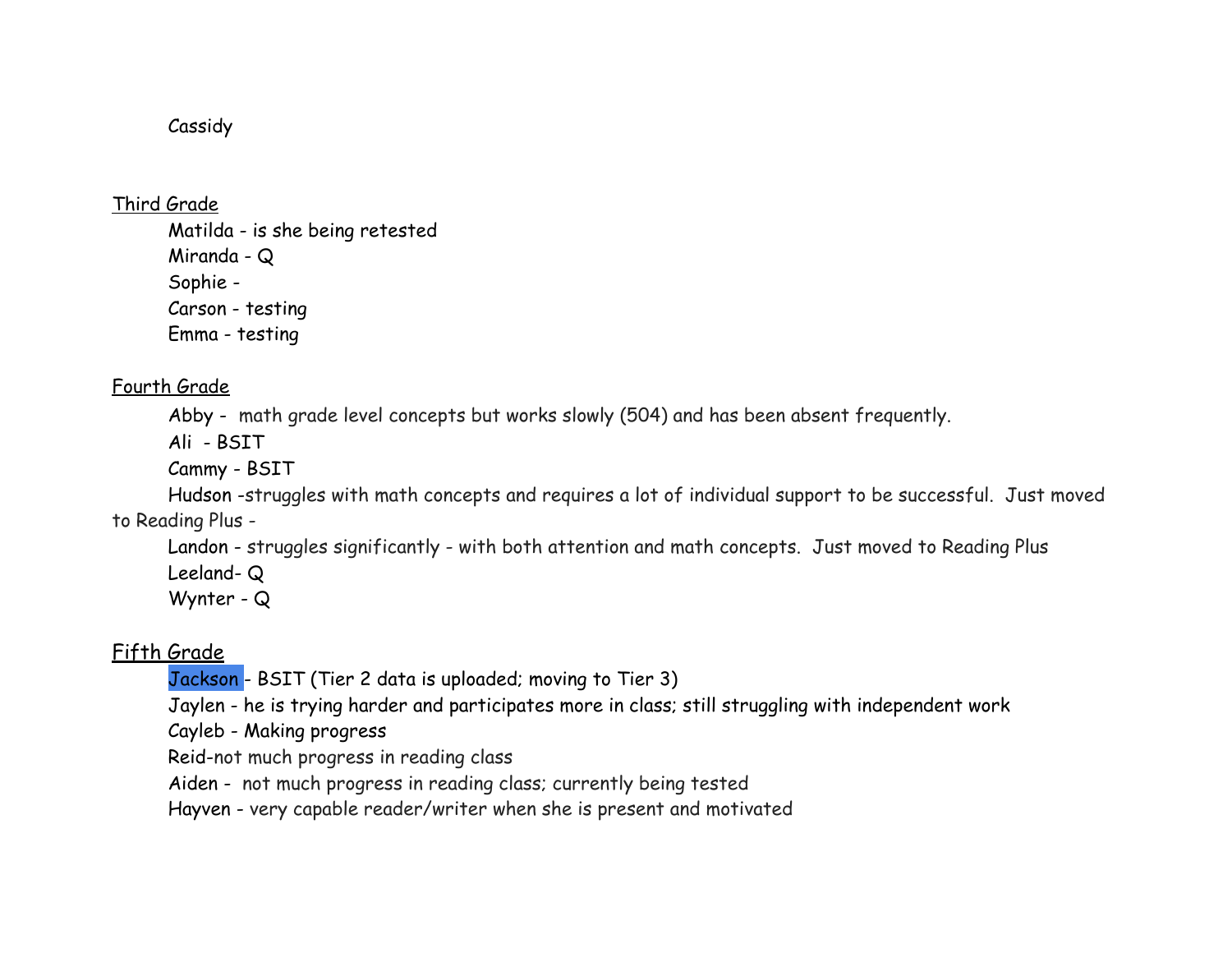Cassidy

<u>Third Grade</u>

Matilda - is she being retested
Miranda - Q
Sophie -
Carson - testing
Emma - testing

<u>Fourth Grade</u>

Abby - math grade level concepts but works slowly (504) and has been absent frequently.
Ali - BSIT
Cammy - BSIT
Hudson -struggles with math concepts and requires a lot of individual support to be successful. Just moved to Reading Plus -
Landon - struggles significantly - with both attention and math concepts. Just moved to Reading Plus
Leeland- Q
Wynter - Q

<u>Fifth Grade</u>

Jackson - BSIT (Tier 2 data is uploaded; moving to Tier 3)
Jaylen - he is trying harder and participates more in class; still struggling with independent work
Cayleb - Making progress
Reid-not much progress in reading class
Aiden - not much progress in reading class; currently being tested
Hayven - very capable reader/writer when she is present and motivated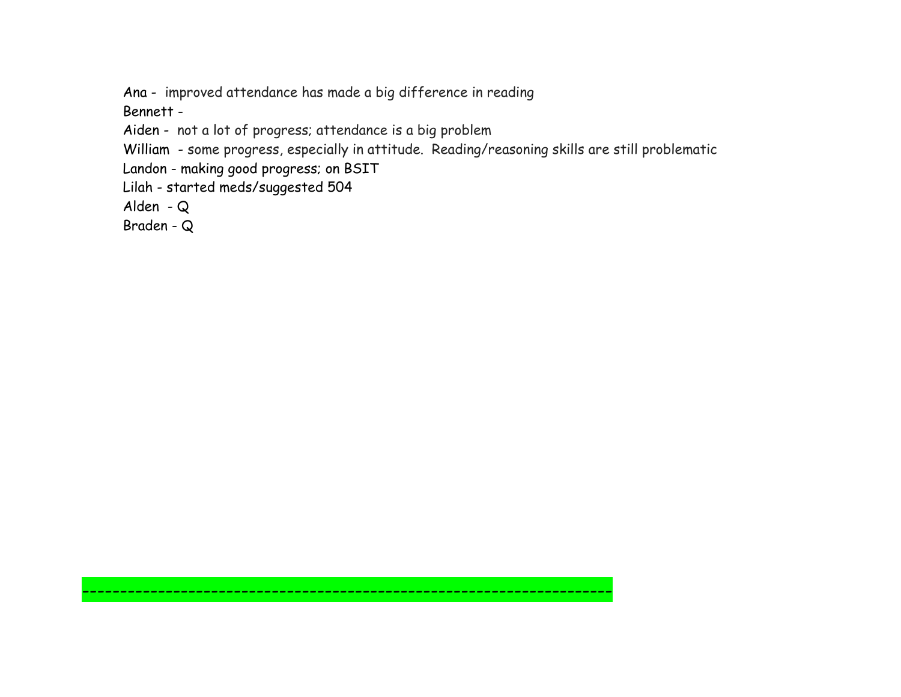Ana -  improved attendance has made a big difference in reading

Bennett -

Aiden -  not a lot of progress; attendance is a big problem

William  - some progress, especially in attitude.  Reading/reasoning skills are still problematic

Landon - making good progress; on BSIT

Lilah - started meds/suggested 504

Alden  - Q

Braden - Q

-----------------------------------------------------------------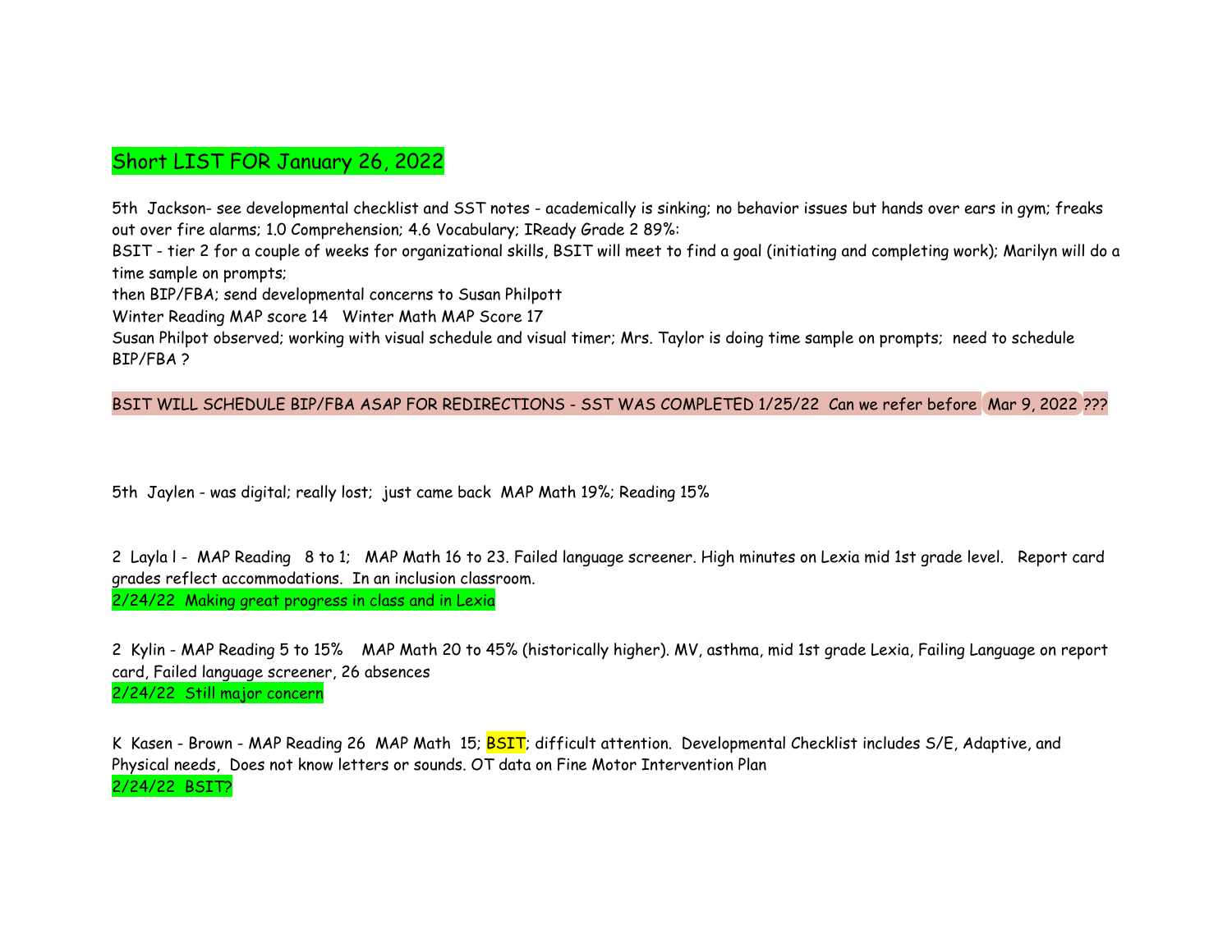# Short LIST FOR January 26, 2022

5th Jackson- see developmental checklist and SST notes - academically is sinking; no behavior issues but hands over ears in gym; freaks out over fire alarms; 1.0 Comprehension; 4.6 Vocabulary; IReady Grade 2 89%:
BSIT - tier 2 for a couple of weeks for organizational skills, BSIT will meet to find a goal (initiating and completing work); Marilyn will do a time sample on prompts;
then BIP/FBA; send developmental concerns to Susan Philpott
Winter Reading MAP score 14 Winter Math MAP Score 17
Susan Philpot observed; working with visual schedule and visual timer; Mrs. Taylor is doing time sample on prompts; need to schedule BIP/FBA ?

BSIT WILL SCHEDULE BIP/FBA ASAP FOR REDIRECTIONS - SST WAS COMPLETED 1/25/22 Can we refer before Mar 9, 2022 ???

5th Jaylen - was digital; really lost; just came back MAP Math 19%; Reading 15%

2 Layla l - MAP Reading 8 to 1; MAP Math 16 to 23. Failed language screener. High minutes on Lexia mid 1st grade level. Report card grades reflect accommodations. In an inclusion classroom.
2/24/22 Making great progress in class and in Lexia

2 Kylin - MAP Reading 5 to 15% MAP Math 20 to 45% (historically higher). MV, asthma, mid 1st grade Lexia, Failing Language on report card, Failed language screener, 26 absences
2/24/22 Still major concern

K Kasen - Brown - MAP Reading 26 MAP Math 15; BSIT; difficult attention. Developmental Checklist includes S/E, Adaptive, and Physical needs, Does not know letters or sounds. OT data on Fine Motor Intervention Plan
2/24/22 BSIT?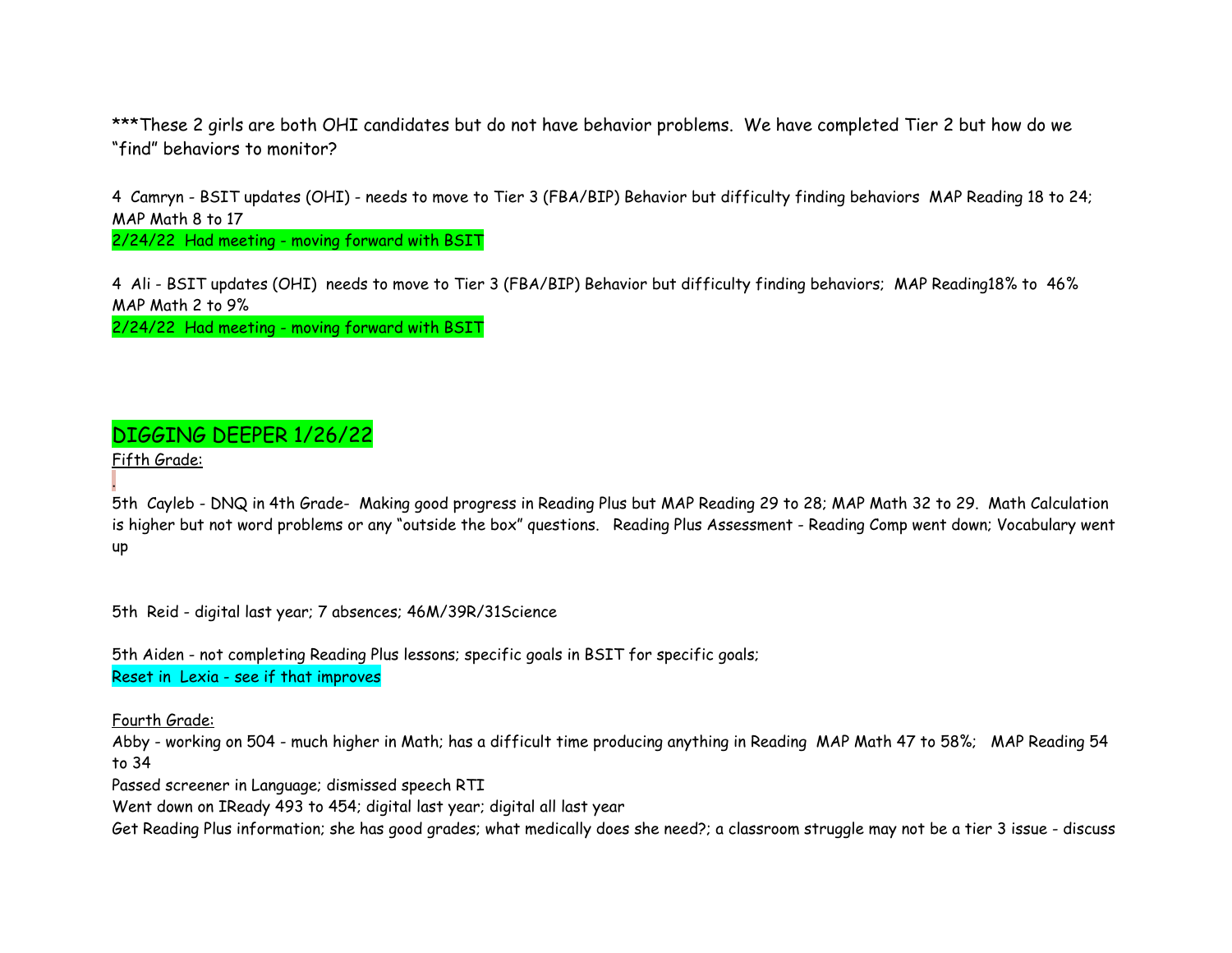***These 2 girls are both OHI candidates but do not have behavior problems. We have completed Tier 2 but how do we "find" behaviors to monitor?

4 Camryn - BSIT updates (OHI) - needs to move to Tier 3 (FBA/BIP) Behavior but difficulty finding behaviors MAP Reading 18 to 24; MAP Math 8 to 17
2/24/22 Had meeting - moving forward with BSIT

4 Ali - BSIT updates (OHI) needs to move to Tier 3 (FBA/BIP) Behavior but difficulty finding behaviors; MAP Reading18% to 46% MAP Math 2 to 9%
2/24/22 Had meeting - moving forward with BSIT

## DIGGING DEEPER 1/26/22

Fifth Grade:

.

5th Cayleb - DNQ in 4th Grade- Making good progress in Reading Plus but MAP Reading 29 to 28; MAP Math 32 to 29. Math Calculation is higher but not word problems or any "outside the box" questions. Reading Plus Assessment - Reading Comp went down; Vocabulary went up

5th Reid - digital last year; 7 absences; 46M/39R/31Science

5th Aiden - not completing Reading Plus lessons; specific goals in BSIT for specific goals;
Reset in Lexia - see if that improves

Fourth Grade:

Abby - working on 504 - much higher in Math; has a difficult time producing anything in Reading MAP Math 47 to 58%; MAP Reading 54 to 34
Passed screener in Language; dismissed speech RTI
Went down on IReady 493 to 454; digital last year; digital all last year
Get Reading Plus information; she has good grades; what medically does she need?; a classroom struggle may not be a tier 3 issue - discuss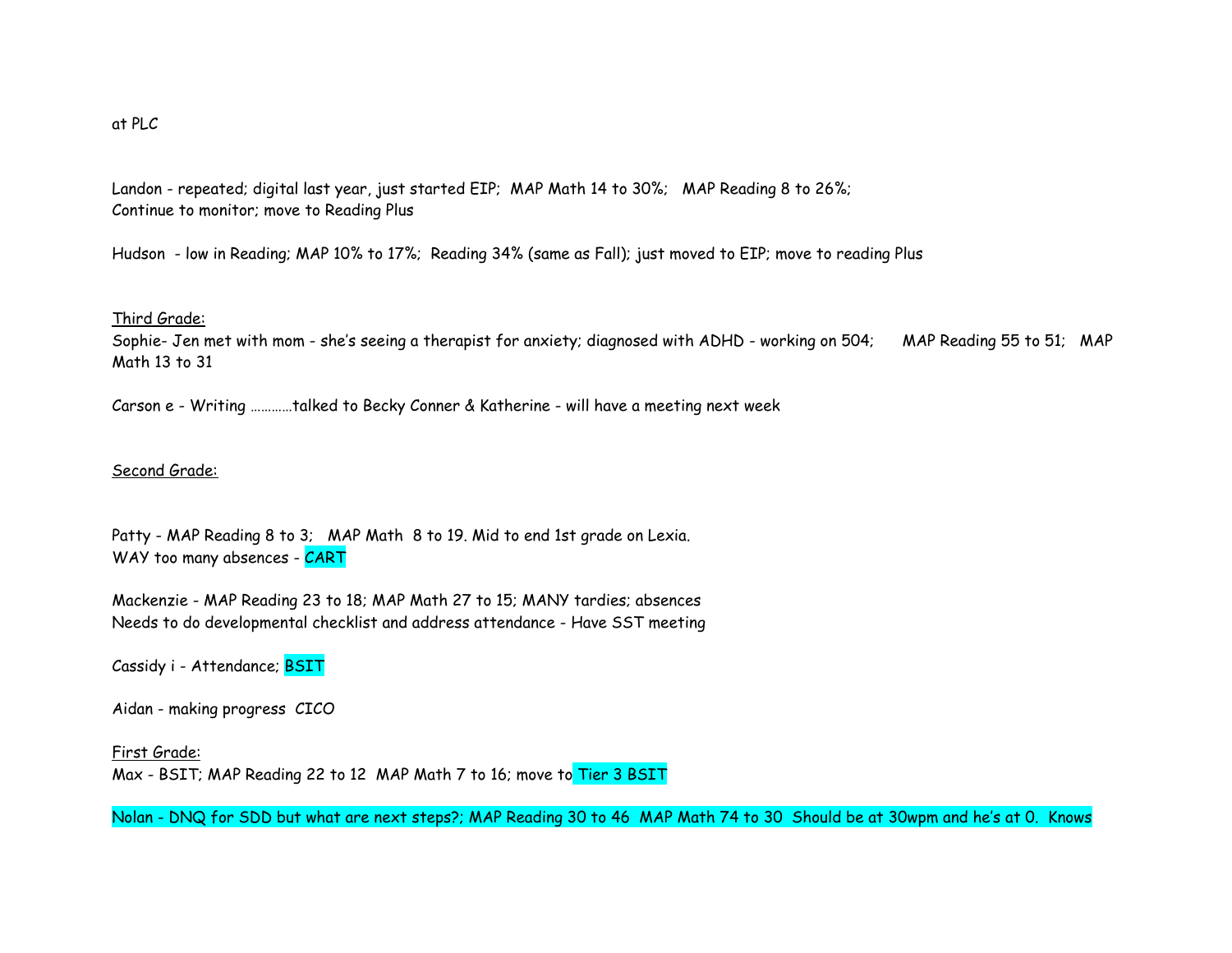at PLC

Landon - repeated; digital last year, just started EIP; MAP Math 14 to 30%; MAP Reading 8 to 26%;
Continue to monitor; move to Reading Plus

Hudson - low in Reading; MAP 10% to 17%; Reading 34% (same as Fall); just moved to EIP; move to reading Plus

Third Grade:

Sophie- Jen met with mom - she's seeing a therapist for anxiety; diagnosed with ADHD - working on 504; MAP Reading 55 to 51; MAP Math 13 to 31

Carson e - Writing …………talked to Becky Conner & Katherine - will have a meeting next week

Second Grade:

Patty - MAP Reading 8 to 3; MAP Math 8 to 19. Mid to end 1st grade on Lexia.
WAY too many absences - CART

Mackenzie - MAP Reading 23 to 18; MAP Math 27 to 15; MANY tardies; absences
Needs to do developmental checklist and address attendance - Have SST meeting

Cassidy i - Attendance; BSIT

Aidan - making progress CICO

First Grade:

Max - BSIT; MAP Reading 22 to 12 MAP Math 7 to 16; move to Tier 3 BSIT

Nolan - DNQ for SDD but what are next steps?; MAP Reading 30 to 46 MAP Math 74 to 30 Should be at 30wpm and he's at 0. Knows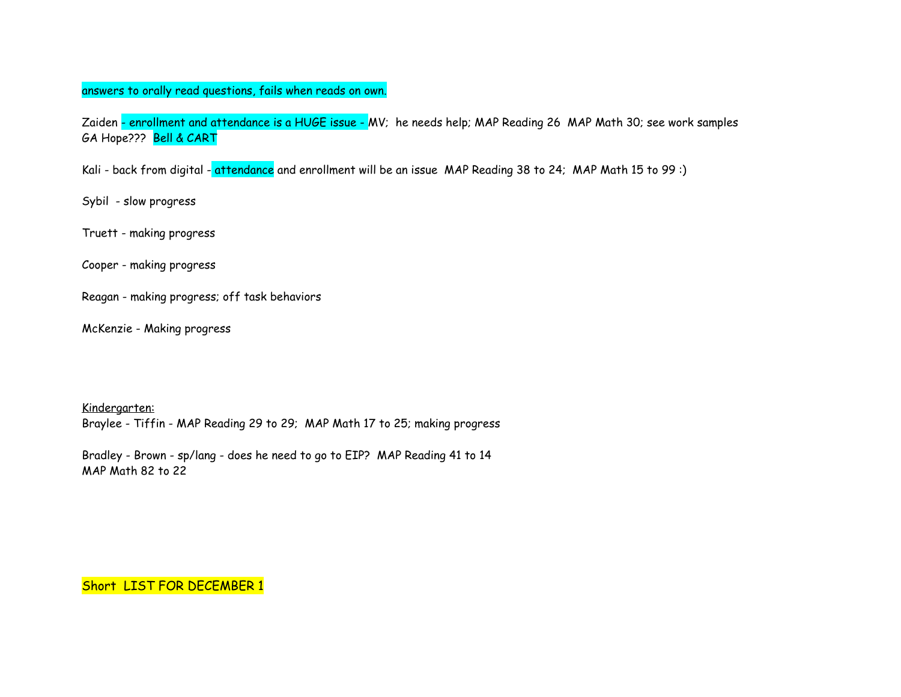answers to orally read questions, fails when reads on own.

Zaiden - enrollment and attendance is a HUGE issue - MV; he needs help; MAP Reading 26 MAP Math 30; see work samples
GA Hope??? Bell & CART

Kali - back from digital - attendance and enrollment will be an issue MAP Reading 38 to 24; MAP Math 15 to 99 :)

Sybil - slow progress

Truett - making progress

Cooper - making progress

Reagan - making progress; off task behaviors

McKenzie - Making progress

<u>Kindergarten:</u>
Braylee - Tiffin - MAP Reading 29 to 29; MAP Math 17 to 25; making progress

Bradley - Brown - sp/lang - does he need to go to EIP? MAP Reading 41 to 14
MAP Math 82 to 22

Short LIST FOR DECEMBER 1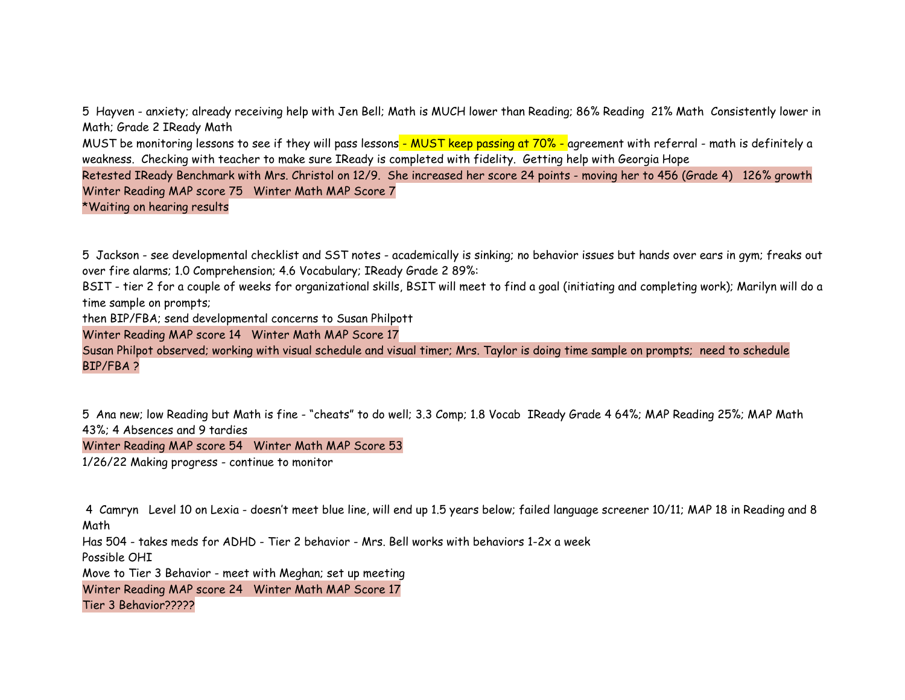5 Hayven - anxiety; already receiving help with Jen Bell; Math is MUCH lower than Reading; 86% Reading 21% Math Consistently lower in Math; Grade 2 IReady Math

MUST be monitoring lessons to see if they will pass lessons - MUST keep passing at 70% - agreement with referral - math is definitely a weakness. Checking with teacher to make sure IReady is completed with fidelity. Getting help with Georgia Hope

Retested IReady Benchmark with Mrs. Christol on 12/9. She increased her score 24 points - moving her to 456 (Grade 4) 126% growth

Winter Reading MAP score 75 Winter Math MAP Score 7

*Waiting on hearing results

5 Jackson - see developmental checklist and SST notes - academically is sinking; no behavior issues but hands over ears in gym; freaks out over fire alarms; 1.0 Comprehension; 4.6 Vocabulary; IReady Grade 2 89%:

BSIT - tier 2 for a couple of weeks for organizational skills, BSIT will meet to find a goal (initiating and completing work); Marilyn will do a time sample on prompts;

then BIP/FBA; send developmental concerns to Susan Philpott

Winter Reading MAP score 14 Winter Math MAP Score 17

Susan Philpot observed; working with visual schedule and visual timer; Mrs. Taylor is doing time sample on prompts; need to schedule BIP/FBA ?

5 Ana new; low Reading but Math is fine - "cheats" to do well; 3.3 Comp; 1.8 Vocab IReady Grade 4 64%; MAP Reading 25%; MAP Math 43%; 4 Absences and 9 tardies

Winter Reading MAP score 54 Winter Math MAP Score 53

1/26/22 Making progress - continue to monitor

4 Camryn Level 10 on Lexia - doesn't meet blue line, will end up 1.5 years below; failed language screener 10/11; MAP 18 in Reading and 8 Math

Has 504 - takes meds for ADHD - Tier 2 behavior - Mrs. Bell works with behaviors 1-2x a week

Possible OHI

Move to Tier 3 Behavior - meet with Meghan; set up meeting

Winter Reading MAP score 24 Winter Math MAP Score 17

Tier 3 Behavior?????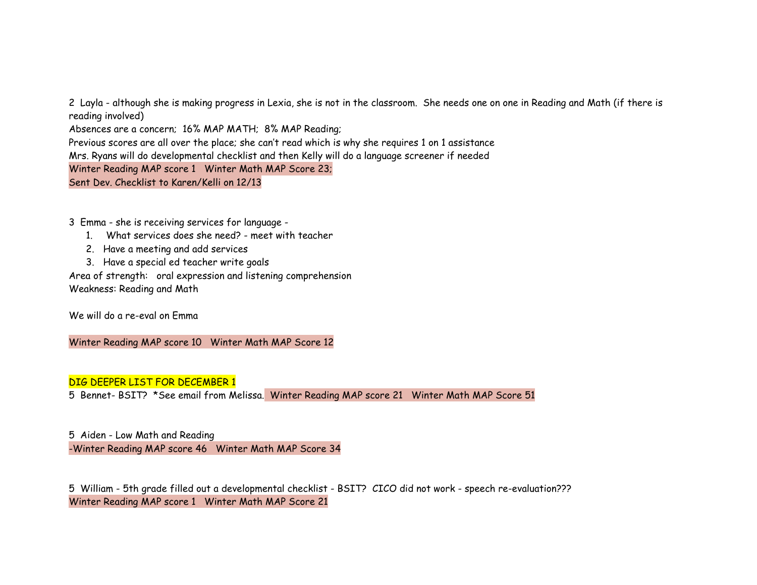2 Layla - although she is making progress in Lexia, she is not in the classroom. She needs one on one in Reading and Math (if there is reading involved)
Absences are a concern; 16% MAP MATH; 8% MAP Reading;
Previous scores are all over the place; she can't read which is why she requires 1 on 1 assistance
Mrs. Ryans will do developmental checklist and then Kelly will do a language screener if needed
Winter Reading MAP score 1 Winter Math MAP Score 23;
Sent Dev. Checklist to Karen/Kelli on 12/13

3 Emma - she is receiving services for language -

1. What services does she need? - meet with teacher
2. Have a meeting and add services
3. Have a special ed teacher write goals

Area of strength: oral expression and listening comprehension
Weakness: Reading and Math

We will do a re-eval on Emma

Winter Reading MAP score 10 Winter Math MAP Score 12

DIG DEEPER LIST FOR DECEMBER 1
5 Bennet- BSIT? *See email from Melissa. Winter Reading MAP score 21 Winter Math MAP Score 51

5 Aiden - Low Math and Reading
-Winter Reading MAP score 46 Winter Math MAP Score 34

5 William - 5th grade filled out a developmental checklist - BSIT? CICO did not work - speech re-evaluation???
Winter Reading MAP score 1 Winter Math MAP Score 21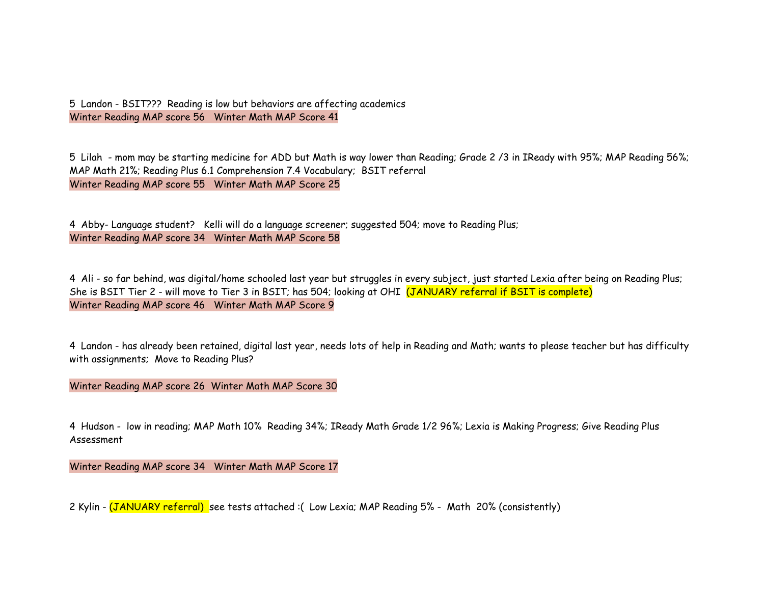5 Landon - BSIT??? Reading is low but behaviors are affecting academics
Winter Reading MAP score 56 Winter Math MAP Score 41

5 Lilah - mom may be starting medicine for ADD but Math is way lower than Reading; Grade 2 /3 in IReady with 95%; MAP Reading 56%; MAP Math 21%; Reading Plus 6.1 Comprehension 7.4 Vocabulary; BSIT referral
Winter Reading MAP score 55 Winter Math MAP Score 25

4 Abby- Language student? Kelli will do a language screener; suggested 504; move to Reading Plus;
Winter Reading MAP score 34 Winter Math MAP Score 58

4 Ali - so far behind, was digital/home schooled last year but struggles in every subject, just started Lexia after being on Reading Plus; She is BSIT Tier 2 - will move to Tier 3 in BSIT; has 504; looking at OHI (JANUARY referral if BSIT is complete)
Winter Reading MAP score 46 Winter Math MAP Score 9

4 Landon - has already been retained, digital last year, needs lots of help in Reading and Math; wants to please teacher but has difficulty with assignments; Move to Reading Plus?

Winter Reading MAP score 26 Winter Math MAP Score 30

4 Hudson - low in reading; MAP Math 10% Reading 34%; IReady Math Grade 1/2 96%; Lexia is Making Progress; Give Reading Plus Assessment

Winter Reading MAP score 34 Winter Math MAP Score 17

2 Kylin - (JANUARY referral) see tests attached :( Low Lexia; MAP Reading 5% - Math 20% (consistently)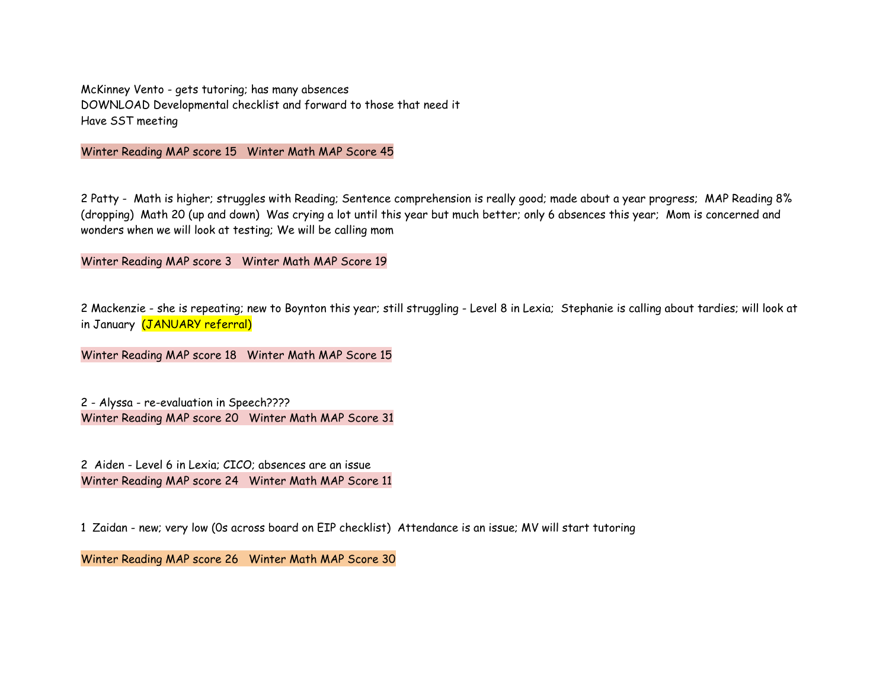McKinney Vento - gets tutoring; has many absences
DOWNLOAD Developmental checklist and forward to those that need it
Have SST meeting

Winter Reading MAP score 15   Winter Math MAP Score 45

2 Patty -  Math is higher; struggles with Reading; Sentence comprehension is really good; made about a year progress;  MAP Reading 8% (dropping)  Math 20 (up and down)  Was crying a lot until this year but much better; only 6 absences this year;  Mom is concerned and wonders when we will look at testing; We will be calling mom

Winter Reading MAP score 3   Winter Math MAP Score 19

2 Mackenzie - she is repeating; new to Boynton this year; still struggling - Level 8 in Lexia;  Stephanie is calling about tardies; will look at in January  (JANUARY referral)

Winter Reading MAP score 18   Winter Math MAP Score 15

2 - Alyssa - re-evaluation in Speech????
Winter Reading MAP score 20   Winter Math MAP Score 31

2  Aiden - Level 6 in Lexia; CICO; absences are an issue
Winter Reading MAP score 24   Winter Math MAP Score 11

1  Zaidan - new; very low (0s across board on EIP checklist)  Attendance is an issue; MV will start tutoring

Winter Reading MAP score 26   Winter Math MAP Score 30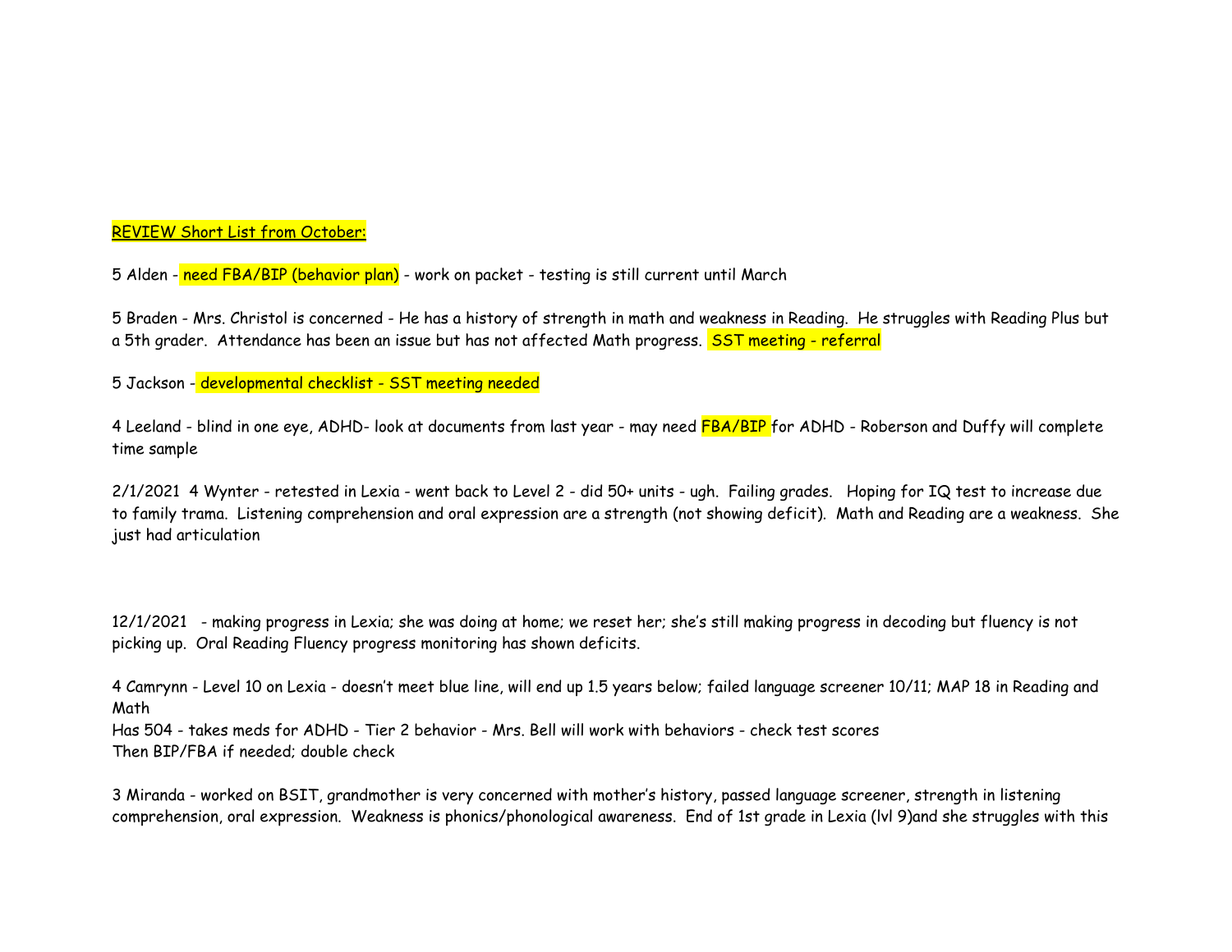REVIEW Short List from October:

5 Alden - need FBA/BIP (behavior plan) - work on packet - testing is still current until March

5 Braden - Mrs. Christol is concerned - He has a history of strength in math and weakness in Reading. He struggles with Reading Plus but a 5th grader. Attendance has been an issue but has not affected Math progress. SST meeting - referral

5 Jackson - developmental checklist - SST meeting needed

4 Leeland - blind in one eye, ADHD- look at documents from last year - may need FBA/BIP for ADHD - Roberson and Duffy will complete time sample

2/1/2021 4 Wynter - retested in Lexia - went back to Level 2 - did 50+ units - ugh. Failing grades. Hoping for IQ test to increase due to family trama. Listening comprehension and oral expression are a strength (not showing deficit). Math and Reading are a weakness. She just had articulation

12/1/2021 - making progress in Lexia; she was doing at home; we reset her; she's still making progress in decoding but fluency is not picking up. Oral Reading Fluency progress monitoring has shown deficits.

4 Camrynn - Level 10 on Lexia - doesn't meet blue line, will end up 1.5 years below; failed language screener 10/11; MAP 18 in Reading and Math
Has 504 - takes meds for ADHD - Tier 2 behavior - Mrs. Bell will work with behaviors - check test scores
Then BIP/FBA if needed; double check

3 Miranda - worked on BSIT, grandmother is very concerned with mother's history, passed language screener, strength in listening comprehension, oral expression. Weakness is phonics/phonological awareness. End of 1st grade in Lexia (lvl 9)and she struggles with this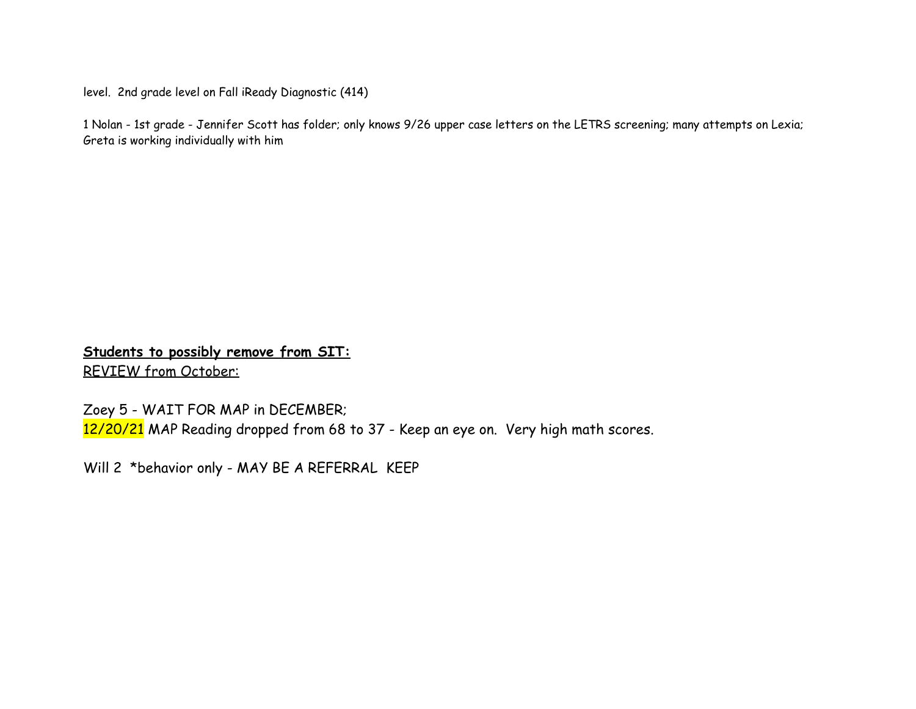level. 2nd grade level on Fall iReady Diagnostic (414)

1 Nolan - 1st grade - Jennifer Scott has folder; only knows 9/26 upper case letters on the LETRS screening; many attempts on Lexia; Greta is working individually with him

**Students to possibly remove from SIT:**

REVIEW from October:

Zoey 5 - WAIT FOR MAP in DECEMBER;
12/20/21 MAP Reading dropped from 68 to 37 - Keep an eye on. Very high math scores.

Will 2 *behavior only - MAY BE A REFERRAL KEEP